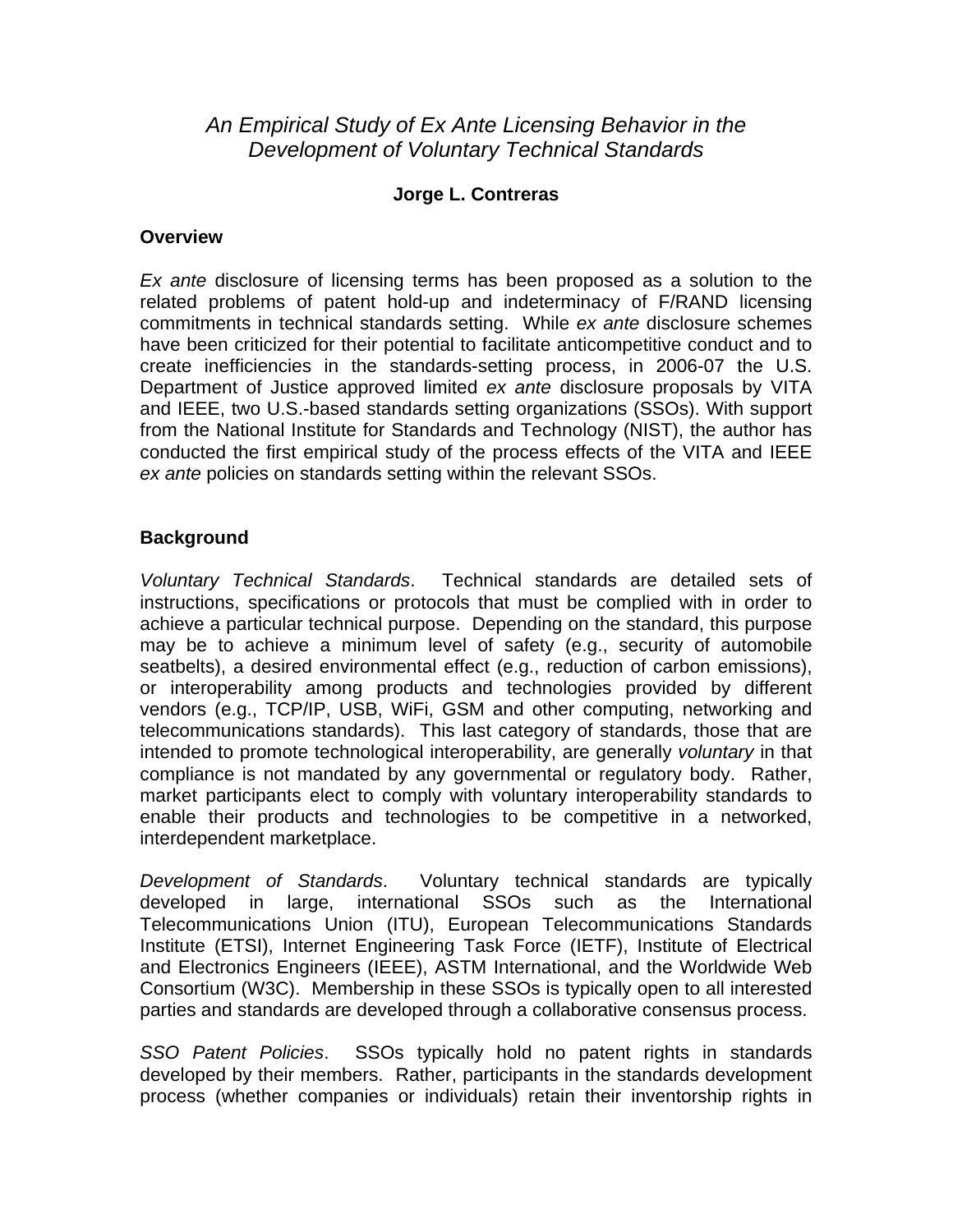# *An Empirical Study of Ex Ante Licensing Behavior in the Development of Voluntary Technical Standards*

**Jorge L. Contreras**

## Overview

*Ex ante* disclosure of licensing terms has been proposed as a solution to the related problems of patent hold-up and indeterminacy of F/RAND licensing commitments in technical standards setting. While *ex ante* disclosure schemes have been criticized for their potential to facilitate anticompetitive conduct and to create inefficiencies in the standards-setting process, in 2006-07 the U.S. Department of Justice approved limited *ex ante* disclosure proposals by VITA and IEEE, two U.S.-based standards setting organizations (SSOs). With support from the National Institute for Standards and Technology (NIST), the author has conducted the first empirical study of the process effects of the VITA and IEEE *ex ante* policies on standards setting within the relevant SSOs.

## Background

*Voluntary Technical Standards*. Technical standards are detailed sets of instructions, specifications or protocols that must be complied with in order to achieve a particular technical purpose. Depending on the standard, this purpose may be to achieve a minimum level of safety (e.g., security of automobile seatbelts), a desired environmental effect (e.g., reduction of carbon emissions), or interoperability among products and technologies provided by different vendors (e.g., TCP/IP, USB, WiFi, GSM and other computing, networking and telecommunications standards). This last category of standards, those that are intended to promote technological interoperability, are generally *voluntary* in that compliance is not mandated by any governmental or regulatory body. Rather, market participants elect to comply with voluntary interoperability standards to enable their products and technologies to be competitive in a networked, interdependent marketplace.

*Development of Standards*. Voluntary technical standards are typically developed in large, international SSOs such as the International Telecommunications Union (ITU), European Telecommunications Standards Institute (ETSI), Internet Engineering Task Force (IETF), Institute of Electrical and Electronics Engineers (IEEE), ASTM International, and the Worldwide Web Consortium (W3C). Membership in these SSOs is typically open to all interested parties and standards are developed through a collaborative consensus process.

*SSO Patent Policies*. SSOs typically hold no patent rights in standards developed by their members. Rather, participants in the standards development process (whether companies or individuals) retain their inventorship rights in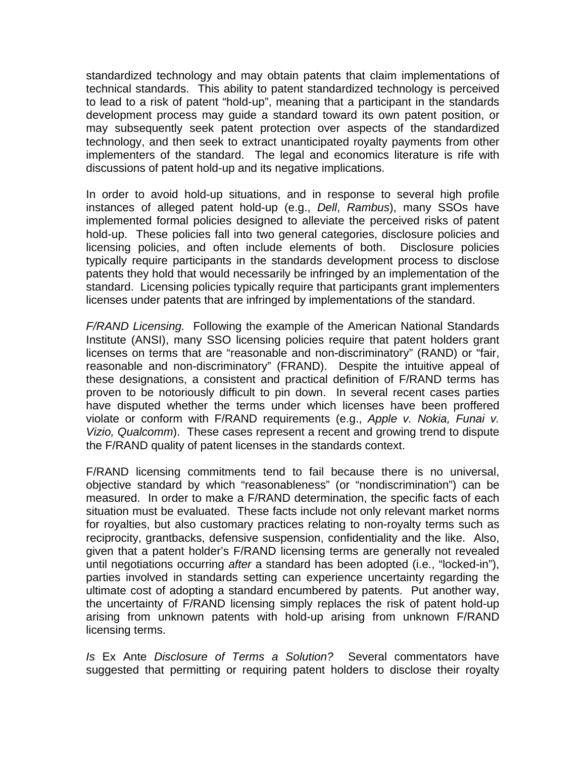standardized technology and may obtain patents that claim implementations of technical standards. This ability to patent standardized technology is perceived to lead to a risk of patent "hold-up", meaning that a participant in the standards development process may guide a standard toward its own patent position, or may subsequently seek patent protection over aspects of the standardized technology, and then seek to extract unanticipated royalty payments from other implementers of the standard. The legal and economics literature is rife with discussions of patent hold-up and its negative implications.

In order to avoid hold-up situations, and in response to several high profile instances of alleged patent hold-up (e.g., *Dell*, *Rambus*), many SSOs have implemented formal policies designed to alleviate the perceived risks of patent hold-up. These policies fall into two general categories, disclosure policies and licensing policies, and often include elements of both. Disclosure policies typically require participants in the standards development process to disclose patents they hold that would necessarily be infringed by an implementation of the standard. Licensing policies typically require that participants grant implementers licenses under patents that are infringed by implementations of the standard.

*F/RAND Licensing.* Following the example of the American National Standards Institute (ANSI), many SSO licensing policies require that patent holders grant licenses on terms that are "reasonable and non-discriminatory" (RAND) or "fair, reasonable and non-discriminatory" (FRAND). Despite the intuitive appeal of these designations, a consistent and practical definition of F/RAND terms has proven to be notoriously difficult to pin down. In several recent cases parties have disputed whether the terms under which licenses have been proffered violate or conform with F/RAND requirements (e.g., *Apple v. Nokia, Funai v. Vizio, Qualcomm*). These cases represent a recent and growing trend to dispute the F/RAND quality of patent licenses in the standards context.

F/RAND licensing commitments tend to fail because there is no universal, objective standard by which "reasonableness" (or "nondiscrimination") can be measured. In order to make a F/RAND determination, the specific facts of each situation must be evaluated. These facts include not only relevant market norms for royalties, but also customary practices relating to non-royalty terms such as reciprocity, grantbacks, defensive suspension, confidentiality and the like. Also, given that a patent holder's F/RAND licensing terms are generally not revealed until negotiations occurring *after* a standard has been adopted (i.e., "locked-in"), parties involved in standards setting can experience uncertainty regarding the ultimate cost of adopting a standard encumbered by patents. Put another way, the uncertainty of F/RAND licensing simply replaces the risk of patent hold-up arising from unknown patents with hold-up arising from unknown F/RAND licensing terms.

*Is* Ex Ante *Disclosure of Terms a Solution?* Several commentators have suggested that permitting or requiring patent holders to disclose their royalty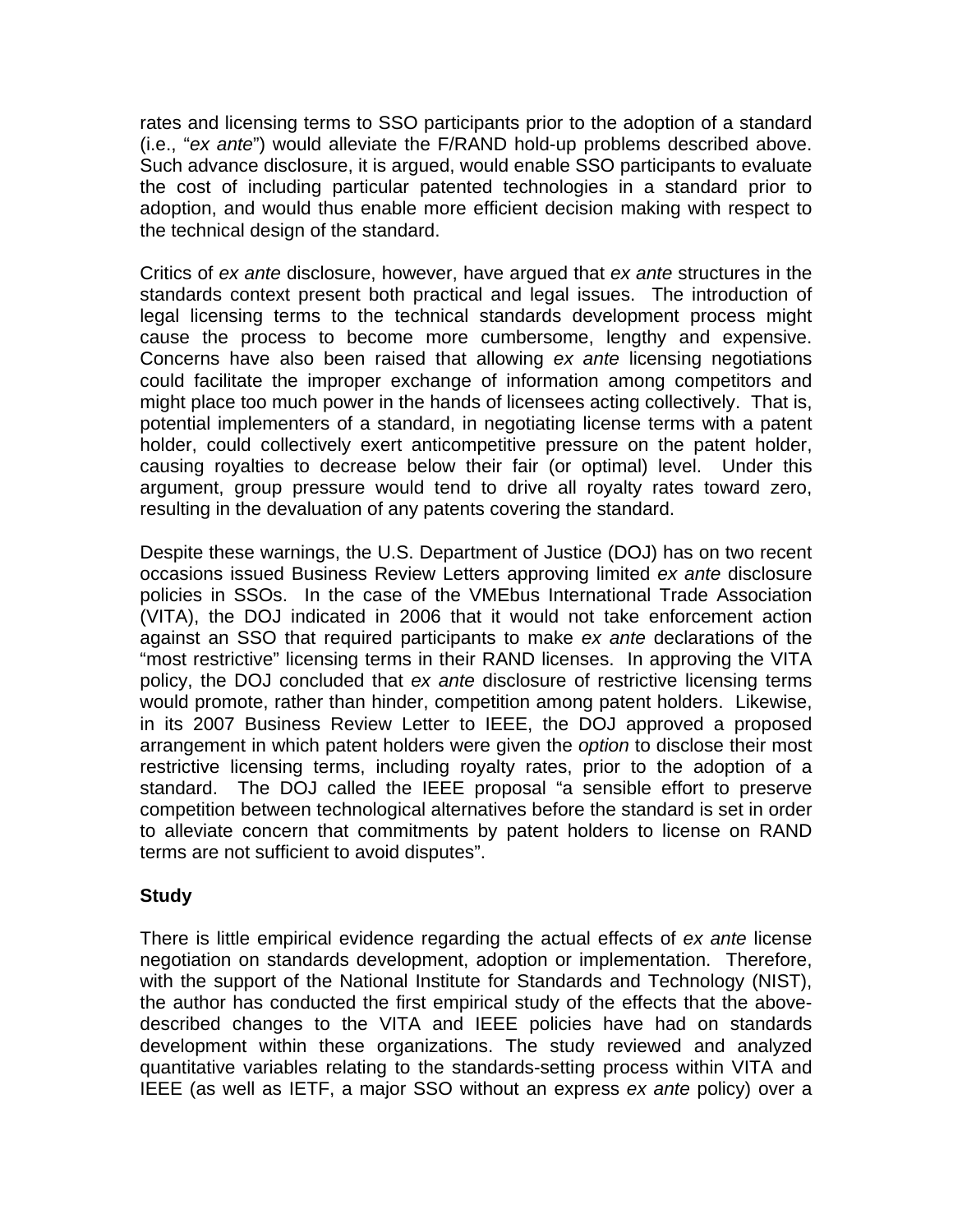rates and licensing terms to SSO participants prior to the adoption of a standard (i.e., "*ex ante*") would alleviate the F/RAND hold-up problems described above. Such advance disclosure, it is argued, would enable SSO participants to evaluate the cost of including particular patented technologies in a standard prior to adoption, and would thus enable more efficient decision making with respect to the technical design of the standard.

Critics of *ex ante* disclosure, however, have argued that *ex ante* structures in the standards context present both practical and legal issues. The introduction of legal licensing terms to the technical standards development process might cause the process to become more cumbersome, lengthy and expensive. Concerns have also been raised that allowing *ex ante* licensing negotiations could facilitate the improper exchange of information among competitors and might place too much power in the hands of licensees acting collectively. That is, potential implementers of a standard, in negotiating license terms with a patent holder, could collectively exert anticompetitive pressure on the patent holder, causing royalties to decrease below their fair (or optimal) level. Under this argument, group pressure would tend to drive all royalty rates toward zero, resulting in the devaluation of any patents covering the standard.

Despite these warnings, the U.S. Department of Justice (DOJ) has on two recent occasions issued Business Review Letters approving limited *ex ante* disclosure policies in SSOs. In the case of the VMEbus International Trade Association (VITA), the DOJ indicated in 2006 that it would not take enforcement action against an SSO that required participants to make *ex ante* declarations of the "most restrictive" licensing terms in their RAND licenses. In approving the VITA policy, the DOJ concluded that *ex ante* disclosure of restrictive licensing terms would promote, rather than hinder, competition among patent holders. Likewise, in its 2007 Business Review Letter to IEEE, the DOJ approved a proposed arrangement in which patent holders were given the *option* to disclose their most restrictive licensing terms, including royalty rates, prior to the adoption of a standard. The DOJ called the IEEE proposal "a sensible effort to preserve competition between technological alternatives before the standard is set in order to alleviate concern that commitments by patent holders to license on RAND terms are not sufficient to avoid disputes".

**Study**

There is little empirical evidence regarding the actual effects of *ex ante* license negotiation on standards development, adoption or implementation. Therefore, with the support of the National Institute for Standards and Technology (NIST), the author has conducted the first empirical study of the effects that the above-described changes to the VITA and IEEE policies have had on standards development within these organizations. The study reviewed and analyzed quantitative variables relating to the standards-setting process within VITA and IEEE (as well as IETF, a major SSO without an express *ex ante* policy) over a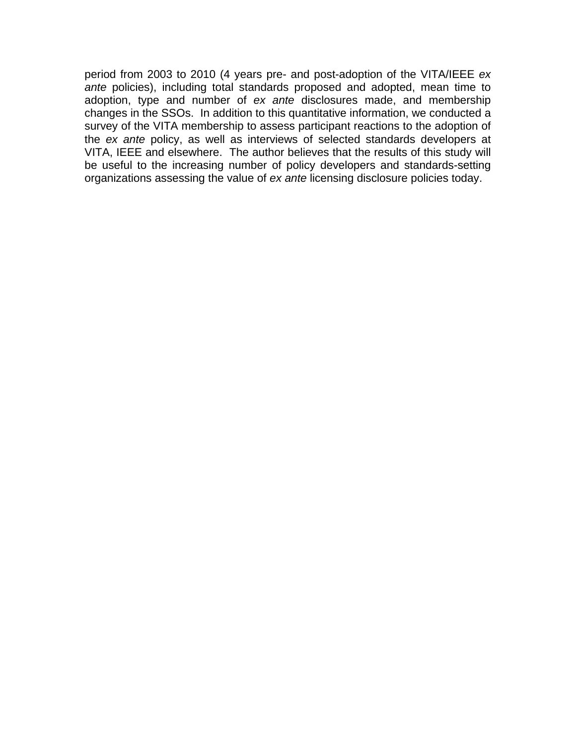period from 2003 to 2010 (4 years pre- and post-adoption of the VITA/IEEE *ex ante* policies), including total standards proposed and adopted, mean time to adoption, type and number of *ex ante* disclosures made, and membership changes in the SSOs. In addition to this quantitative information, we conducted a survey of the VITA membership to assess participant reactions to the adoption of the *ex ante* policy, as well as interviews of selected standards developers at VITA, IEEE and elsewhere. The author believes that the results of this study will be useful to the increasing number of policy developers and standards-setting organizations assessing the value of *ex ante* licensing disclosure policies today.